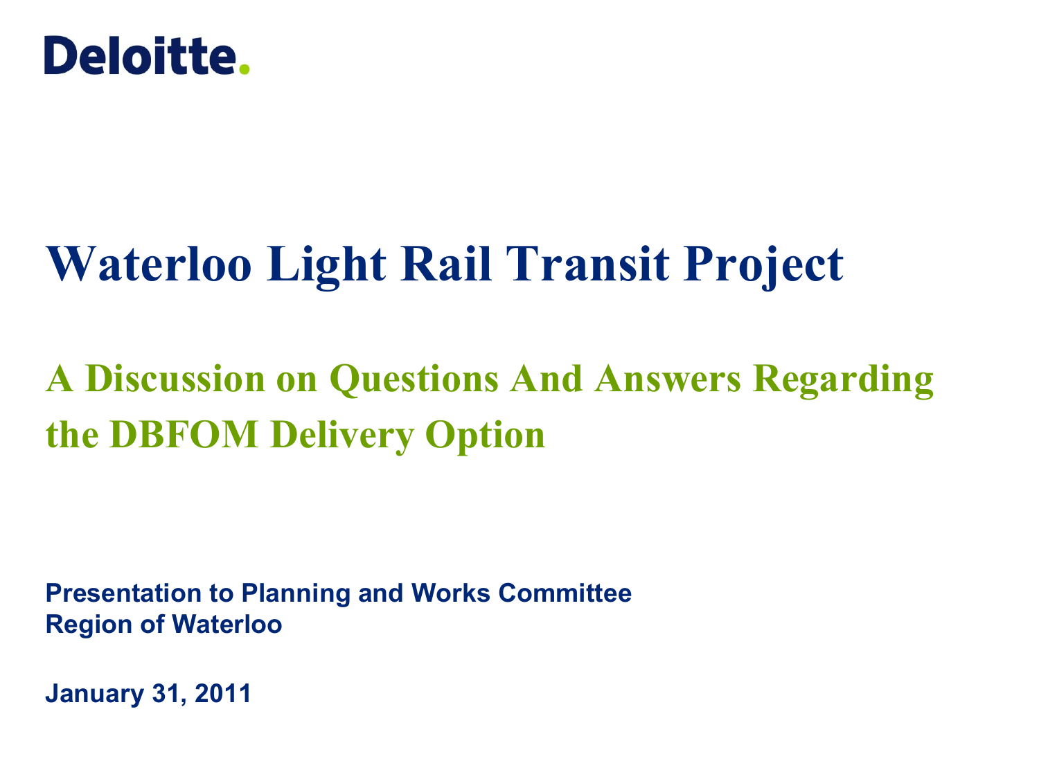Deloitte.

# Waterloo Light Rail Transit Project

## A Discussion on Questions And Answers Regarding the DBFOM Delivery Option

**Presentation to Planning and Works Committee**
**Region of Waterloo**

**January 31, 2011**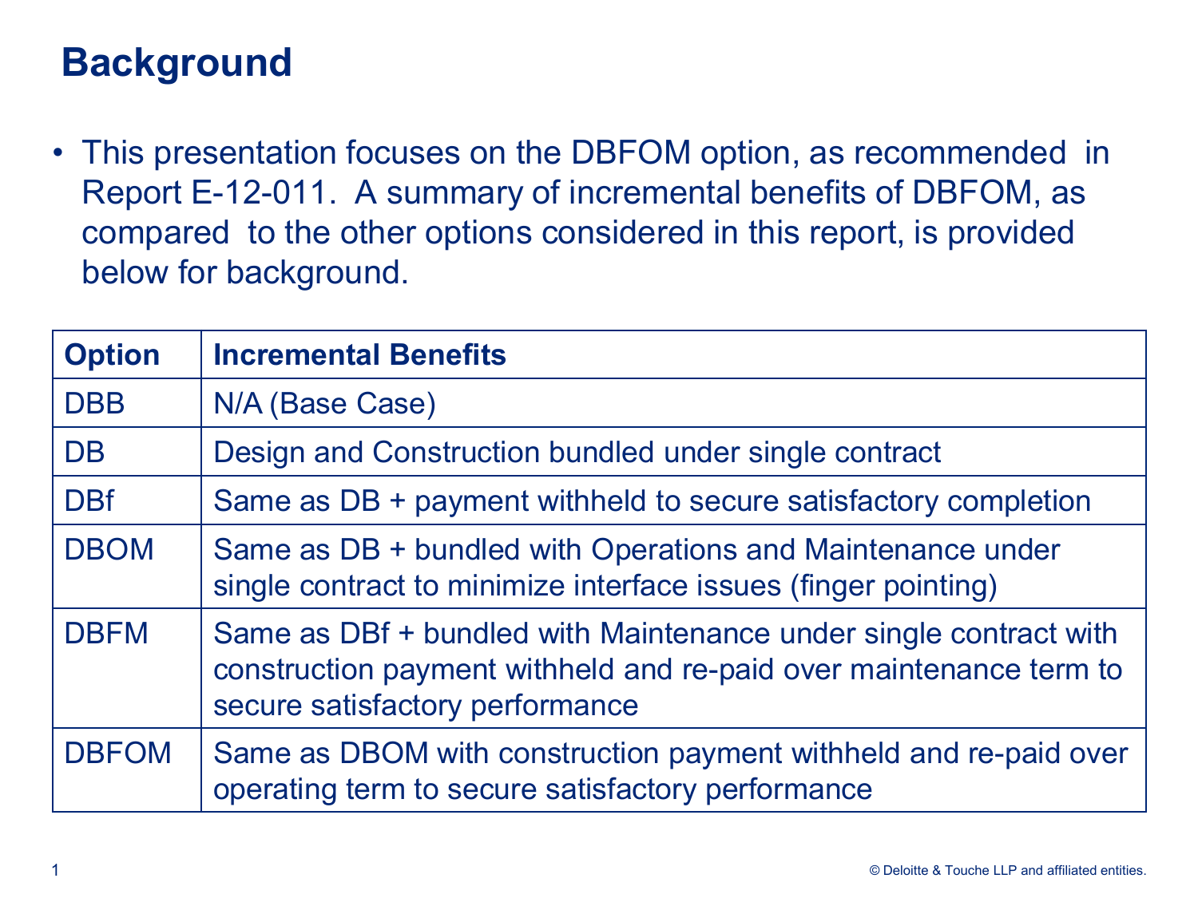# Background

- This presentation focuses on the DBFOM option, as recommended in Report E-12-011. A summary of incremental benefits of DBFOM, as compared to the other options considered in this report, is provided below for background.

| Option | Incremental Benefits |
|---|---|
| DBB | N/A (Base Case) |
| DB | Design and Construction bundled under single contract |
| DBf | Same as DB + payment withheld to secure satisfactory completion |
| DBOM | Same as DB + bundled with Operations and Maintenance under single contract to minimize interface issues (finger pointing) |
| DBFM | Same as DBf + bundled with Maintenance under single contract with construction payment withheld and re-paid over maintenance term to secure satisfactory performance |
| DBFOM | Same as DBOM with construction payment withheld and re-paid over operating term to secure satisfactory performance |

© Deloitte & Touche LLP and affiliated entities.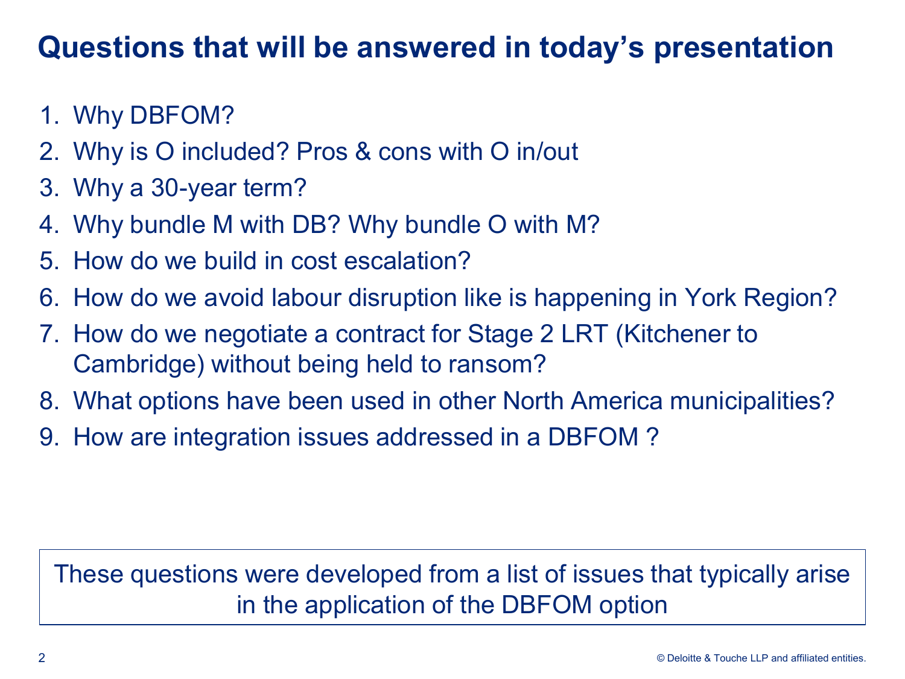# Questions that will be answered in today's presentation

1. Why DBFOM?
2. Why is O included? Pros & cons with O in/out
3. Why a 30-year term?
4. Why bundle M with DB? Why bundle O with M?
5. How do we build in cost escalation?
6. How do we avoid labour disruption like is happening in York Region?
7. How do we negotiate a contract for Stage 2 LRT (Kitchener to Cambridge) without being held to ransom?
8. What options have been used in other North America municipalities?
9. How are integration issues addressed in a DBFOM ?

These questions were developed from a list of issues that typically arise in the application of the DBFOM option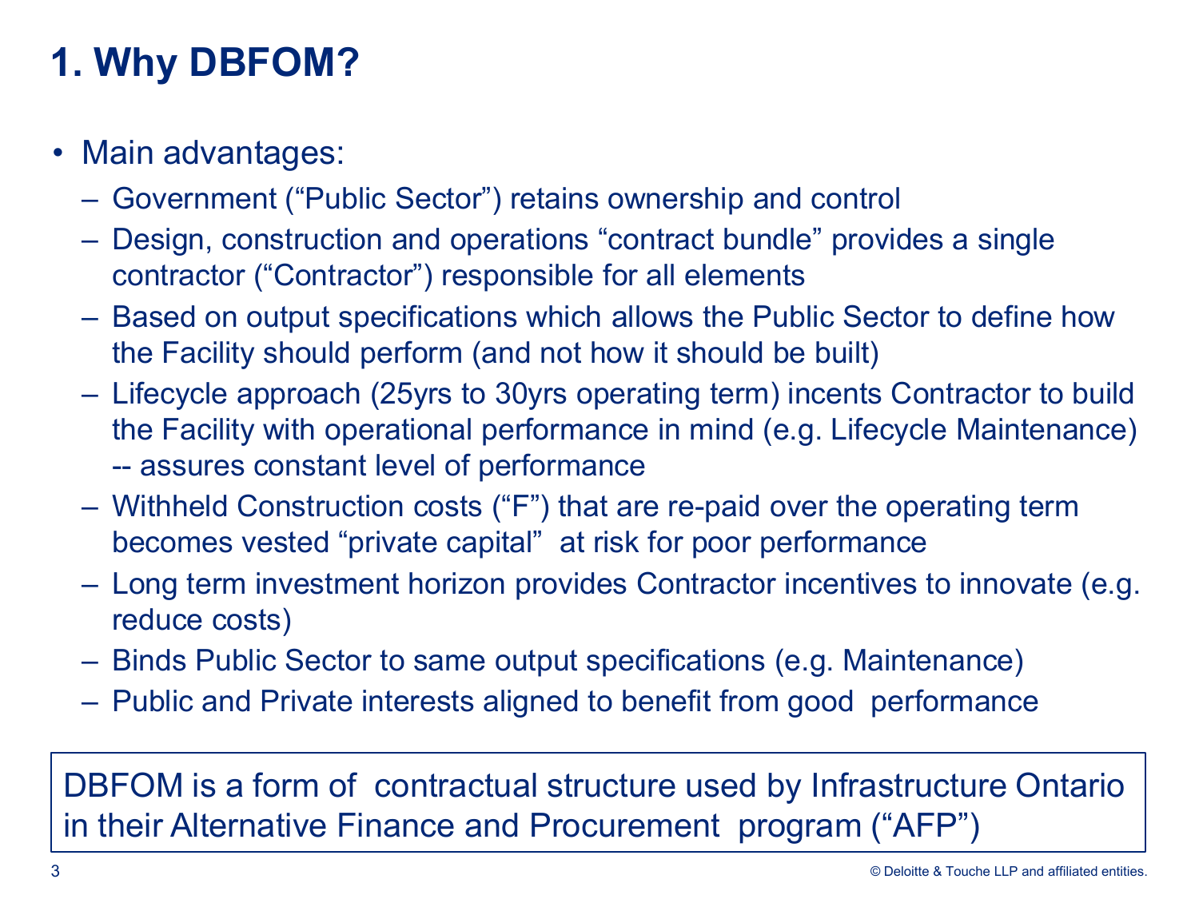# 1. Why DBFOM?

- Main advantages:
  - Government ("Public Sector") retains ownership and control
  - Design, construction and operations "contract bundle" provides a single contractor ("Contractor") responsible for all elements
  - Based on output specifications which allows the Public Sector to define how the Facility should perform (and not how it should be built)
  - Lifecycle approach (25yrs to 30yrs operating term) incents Contractor to build the Facility with operational performance in mind (e.g. Lifecycle Maintenance) -- assures constant level of performance
  - Withheld Construction costs ("F") that are re-paid over the operating term becomes vested "private capital" at risk for poor performance
  - Long term investment horizon provides Contractor incentives to innovate (e.g. reduce costs)
  - Binds Public Sector to same output specifications (e.g. Maintenance)
  - Public and Private interests aligned to benefit from good performance

DBFOM is a form of contractual structure used by Infrastructure Ontario in their Alternative Finance and Procurement program ("AFP")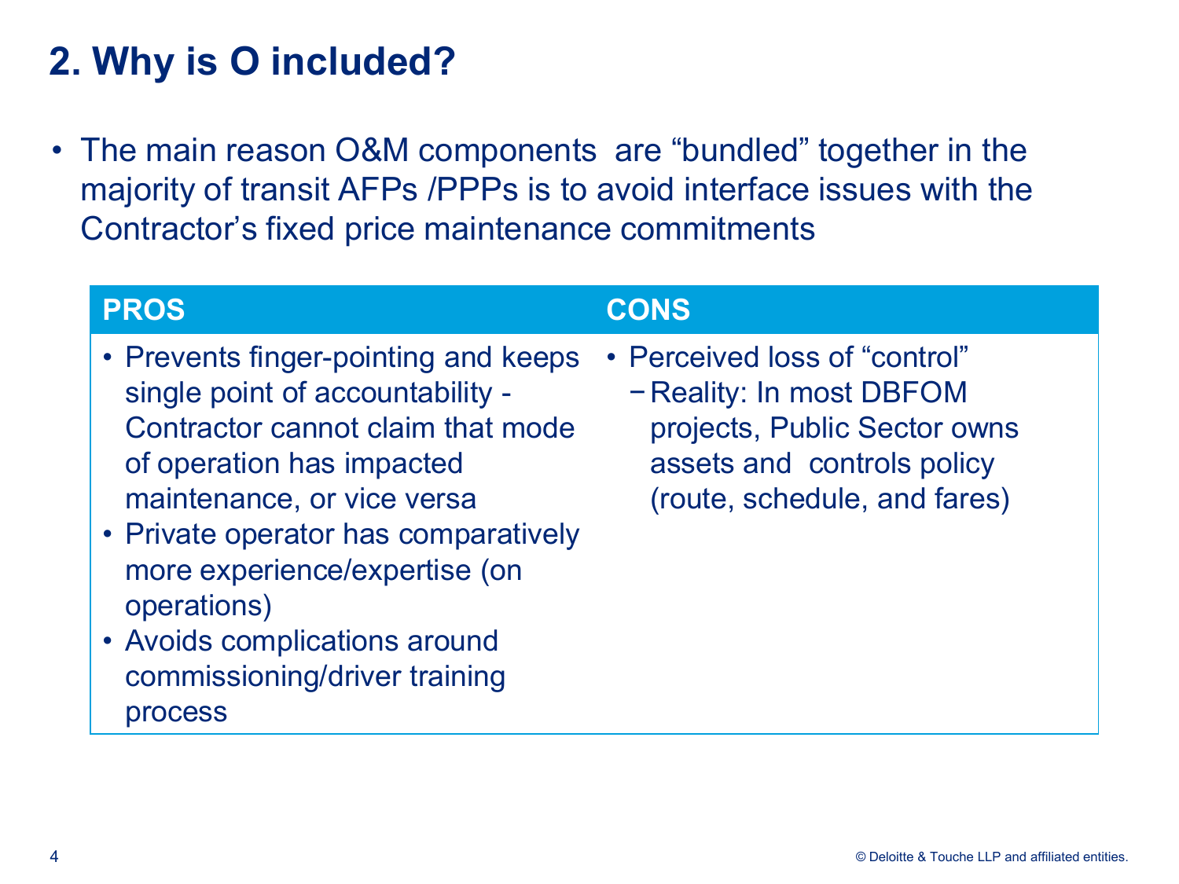# 2. Why is O included?

- The main reason O&M components  are "bundled" together in the majority of transit AFPs /PPPs is to avoid interface issues with the Contractor's fixed price maintenance commitments

| PROS | CONS |
| --- | --- |
| • Prevents finger-pointing and keeps single point of accountability - Contractor cannot claim that mode of operation has impacted maintenance, or vice versa<br>• Private operator has comparatively more experience/expertise (on operations)<br>• Avoids complications around commissioning/driver training process | • Perceived loss of "control"<br>− Reality: In most DBFOM projects, Public Sector owns assets and  controls policy (route, schedule, and fares) |

© Deloitte & Touche LLP and affiliated entities.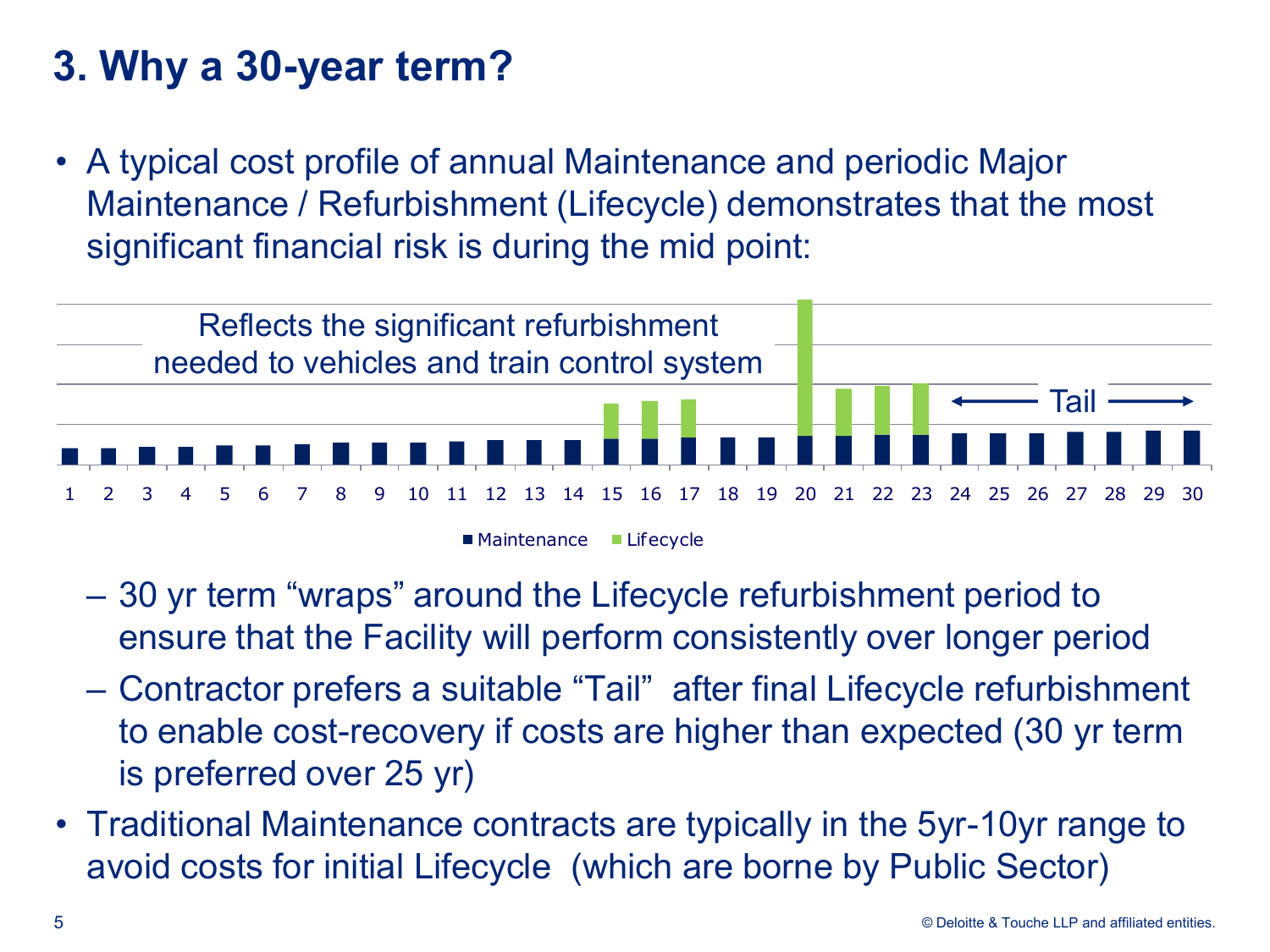# 3. Why a 30-year term?

- A typical cost profile of annual Maintenance and periodic Major Maintenance / Refurbishment (Lifecycle) demonstrates that the most significant financial risk is during the mid point:

Reflects the significant refurbishment needed to vehicles and train control system

Tail

1 2 3 4 5 6 7 8 9 10 11 12 13 14 15 16 17 18 19 20 21 22 23 24 25 26 27 28 29 30

■ Maintenance ■ Lifecycle

  - 30 yr term "wraps" around the Lifecycle refurbishment period to ensure that the Facility will perform consistently over longer period
  - Contractor prefers a suitable "Tail" after final Lifecycle refurbishment to enable cost-recovery if costs are higher than expected (30 yr term is preferred over 25 yr)
- Traditional Maintenance contracts are typically in the 5yr-10yr range to avoid costs for initial Lifecycle (which are borne by Public Sector)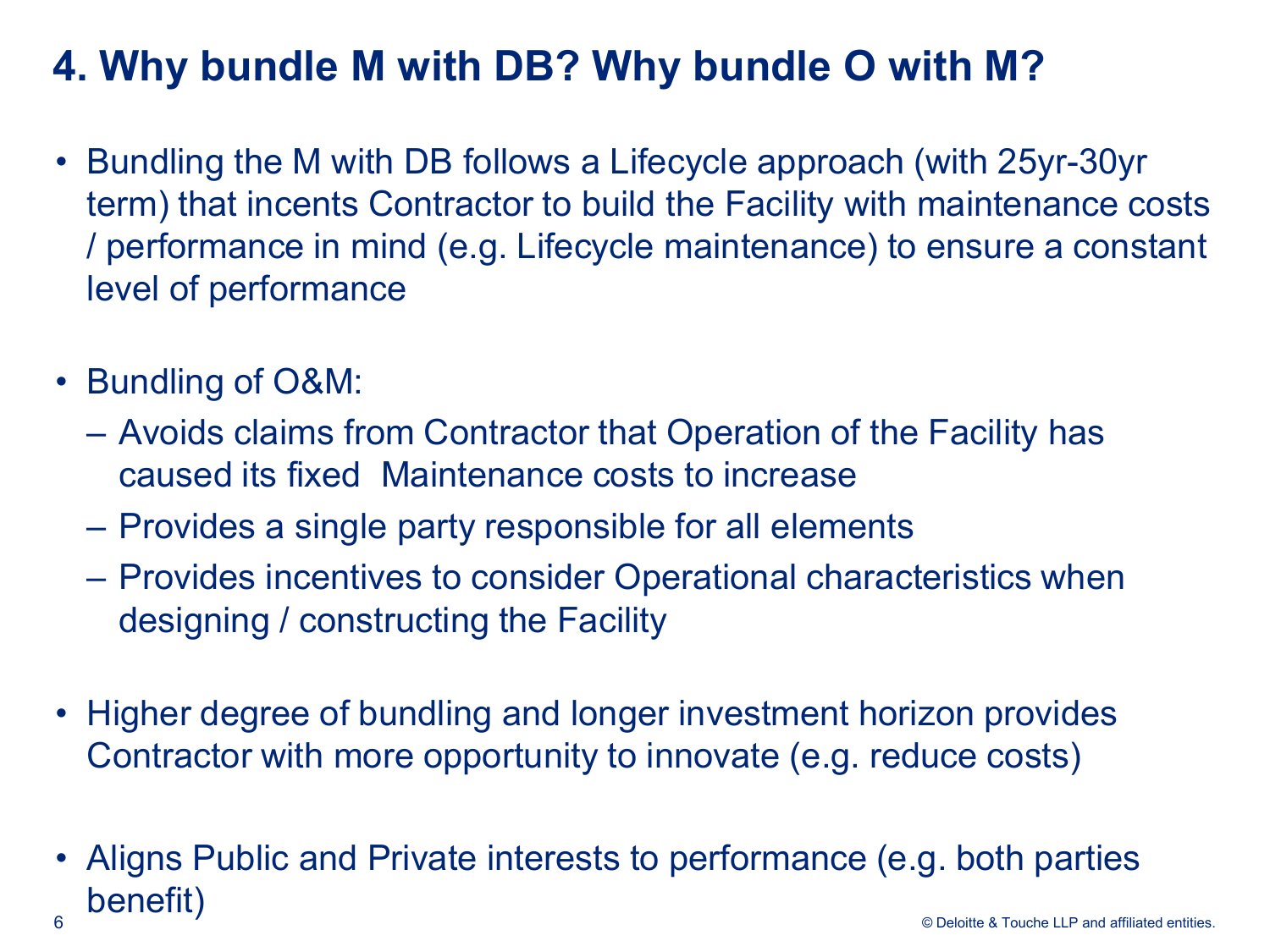# 4. Why bundle M with DB? Why bundle O with M?

- Bundling the M with DB follows a Lifecycle approach (with 25yr-30yr term) that incents Contractor to build the Facility with maintenance costs / performance in mind (e.g. Lifecycle maintenance) to ensure a constant level of performance

- Bundling of O&M:
  - Avoids claims from Contractor that Operation of the Facility has caused its fixed Maintenance costs to increase
  - Provides a single party responsible for all elements
  - Provides incentives to consider Operational characteristics when designing / constructing the Facility

- Higher degree of bundling and longer investment horizon provides Contractor with more opportunity to innovate (e.g. reduce costs)

- Aligns Public and Private interests to performance (e.g. both parties benefit)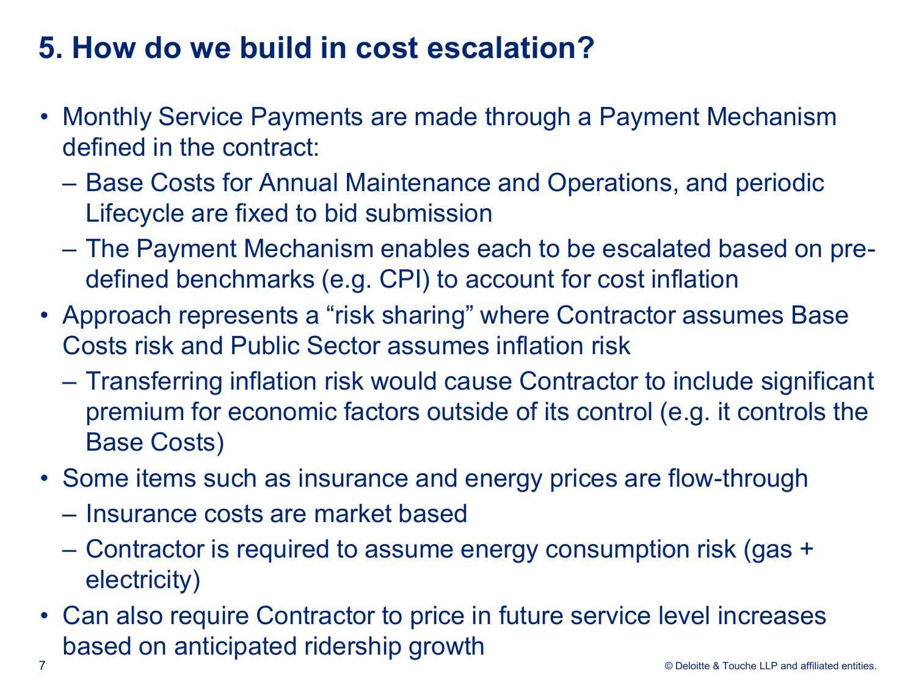# 5. How do we build in cost escalation?

- Monthly Service Payments are made through a Payment Mechanism defined in the contract:
  - Base Costs for Annual Maintenance and Operations, and periodic Lifecycle are fixed to bid submission
  - The Payment Mechanism enables each to be escalated based on pre-defined benchmarks (e.g. CPI) to account for cost inflation
- Approach represents a "risk sharing" where Contractor assumes Base Costs risk and Public Sector assumes inflation risk
  - Transferring inflation risk would cause Contractor to include significant premium for economic factors outside of its control (e.g. it controls the Base Costs)
- Some items such as insurance and energy prices are flow-through
  - Insurance costs are market based
  - Contractor is required to assume energy consumption risk (gas + electricity)
- Can also require Contractor to price in future service level increases based on anticipated ridership growth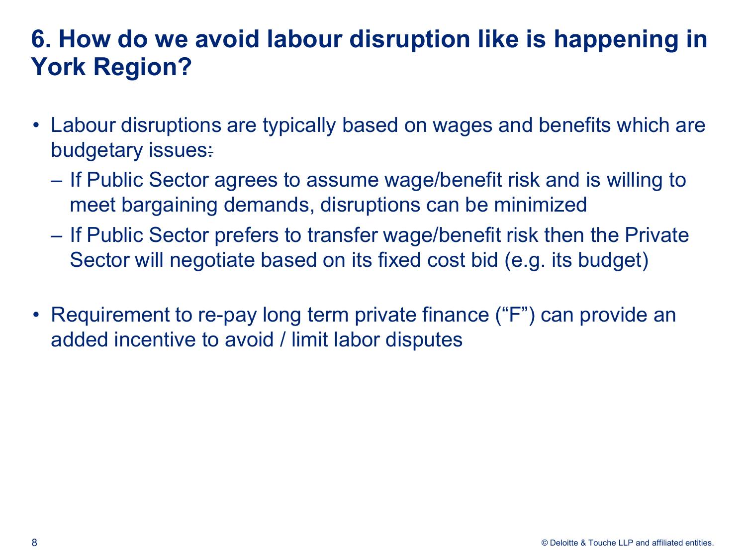# 6. How do we avoid labour disruption like is happening in York Region?

- Labour disruptions are typically based on wages and benefits which are budgetary issues:
  - If Public Sector agrees to assume wage/benefit risk and is willing to meet bargaining demands, disruptions can be minimized
  - If Public Sector prefers to transfer wage/benefit risk then the Private Sector will negotiate based on its fixed cost bid (e.g. its budget)

- Requirement to re-pay long term private finance ("F") can provide an added incentive to avoid / limit labor disputes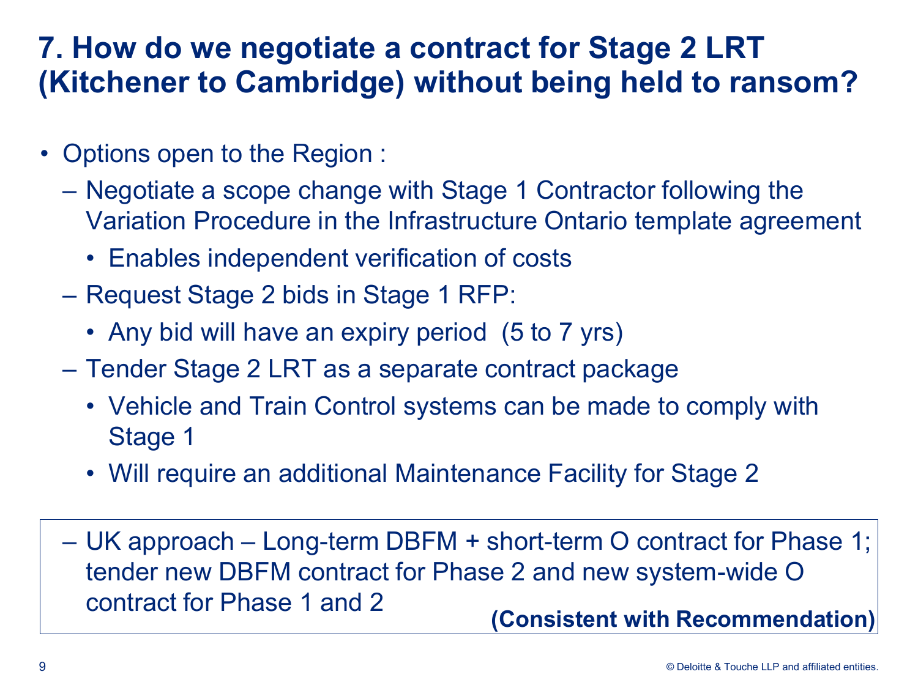# 7. How do we negotiate a contract for Stage 2 LRT (Kitchener to Cambridge) without being held to ransom?

- Options open to the Region :
  - Negotiate a scope change with Stage 1 Contractor following the Variation Procedure in the Infrastructure Ontario template agreement
    - Enables independent verification of costs
  - Request Stage 2 bids in Stage 1 RFP:
    - Any bid will have an expiry period (5 to 7 yrs)
  - Tender Stage 2 LRT as a separate contract package
    - Vehicle and Train Control systems can be made to comply with Stage 1
    - Will require an additional Maintenance Facility for Stage 2
  - UK approach – Long-term DBFM + short-term O contract for Phase 1; tender new DBFM contract for Phase 2 and new system-wide O contract for Phase 1 and 2 **(Consistent with Recommendation)**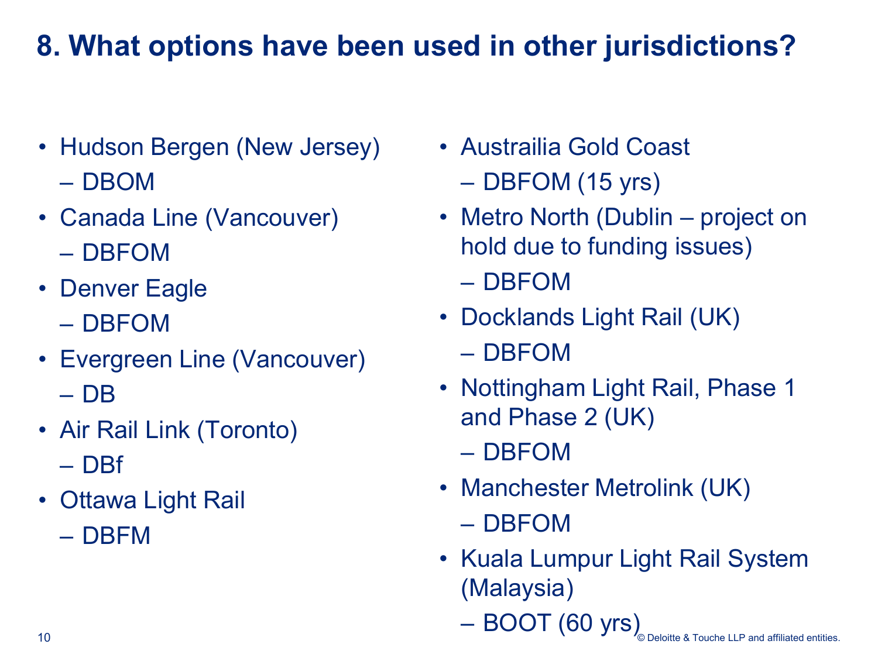# 8. What options have been used in other jurisdictions?

- Hudson Bergen (New Jersey)
  - DBOM
- Canada Line (Vancouver)
  - DBFOM
- Denver Eagle
  - DBFOM
- Evergreen Line (Vancouver)
  - DB
- Air Rail Link (Toronto)
  - DBf
- Ottawa Light Rail
  - DBFM
- Austrailia Gold Coast
  - DBFOM (15 yrs)
- Metro North (Dublin – project on hold due to funding issues)
  - DBFOM
- Docklands Light Rail (UK)
  - DBFOM
- Nottingham Light Rail, Phase 1 and Phase 2 (UK)
  - DBFOM
- Manchester Metrolink (UK)
  - DBFOM
- Kuala Lumpur Light Rail System (Malaysia)
  - BOOT (60 yrs)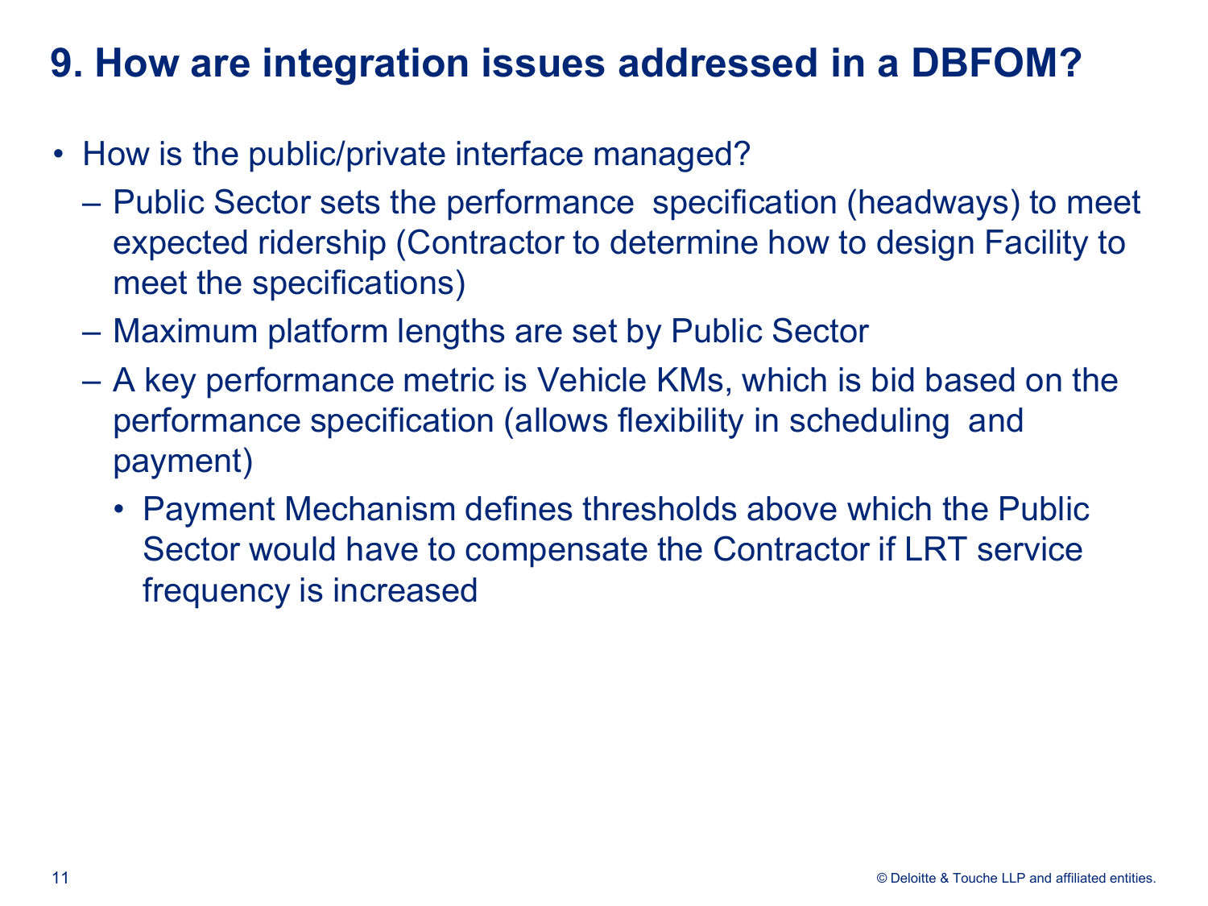# 9. How are integration issues addressed in a DBFOM?

- How is the public/private interface managed?
  - Public Sector sets the performance specification (headways) to meet expected ridership (Contractor to determine how to design Facility to meet the specifications)
  - Maximum platform lengths are set by Public Sector
  - A key performance metric is Vehicle KMs, which is bid based on the performance specification (allows flexibility in scheduling and payment)
    - Payment Mechanism defines thresholds above which the Public Sector would have to compensate the Contractor if LRT service frequency is increased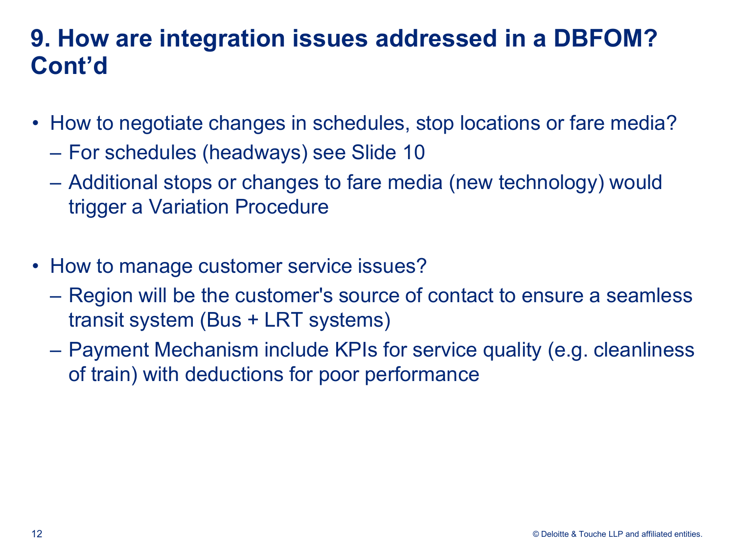# 9. How are integration issues addressed in a DBFOM? Cont'd

- How to negotiate changes in schedules, stop locations or fare media?
  - For schedules (headways) see Slide 10
  - Additional stops or changes to fare media (new technology) would trigger a Variation Procedure

- How to manage customer service issues?
  - Region will be the customer's source of contact to ensure a seamless transit system (Bus + LRT systems)
  - Payment Mechanism include KPIs for service quality (e.g. cleanliness of train) with deductions for poor performance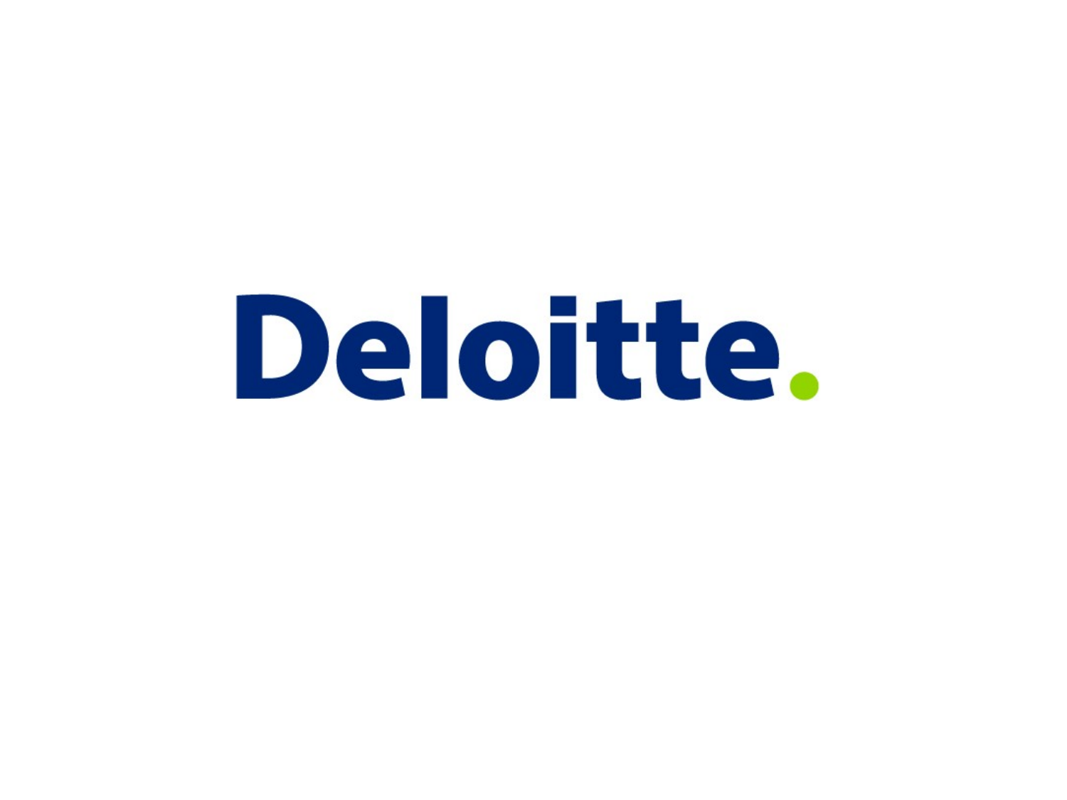Deloitte.